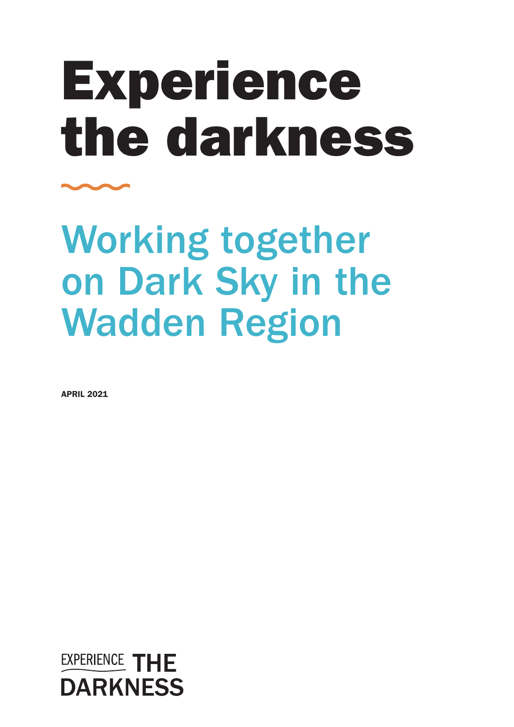# Experience the darkness

## Working together on Dark Sky in the Wadden Region

APRIL 2021

EXPERIENCE THE DARKNESS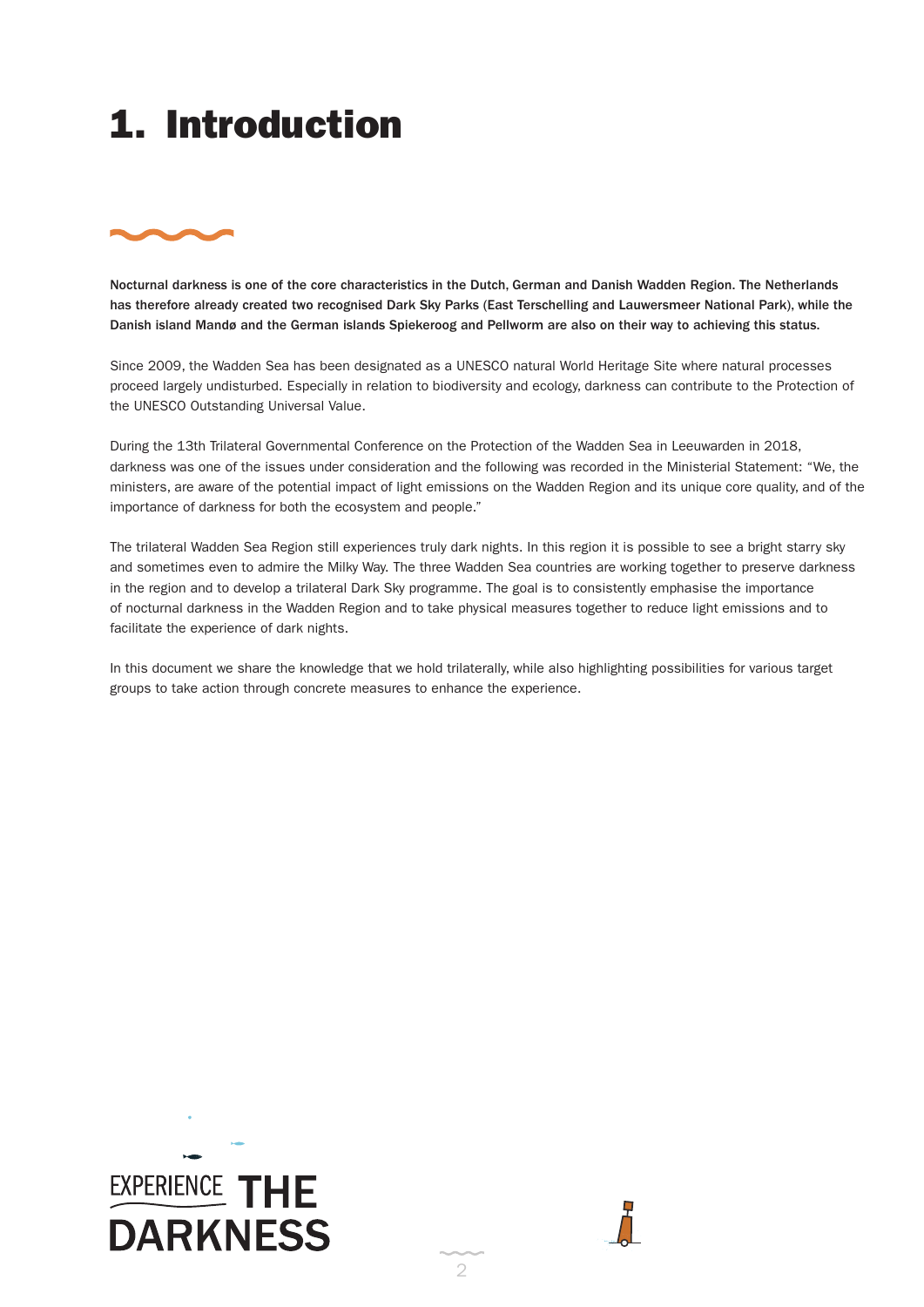# 1. Introduction

**Nocturnal darkness is one of the core characteristics in the Dutch, German and Danish Wadden Region. The Netherlands has therefore already created two recognised Dark Sky Parks (East Terschelling and Lauwersmeer National Park), while the Danish island Mandø and the German islands Spiekeroog and Pellworm are also on their way to achieving this status.**

Since 2009, the Wadden Sea has been designated as a UNESCO natural World Heritage Site where natural processes proceed largely undisturbed. Especially in relation to biodiversity and ecology, darkness can contribute to the Protection of the UNESCO Outstanding Universal Value.

During the 13th Trilateral Governmental Conference on the Protection of the Wadden Sea in Leeuwarden in 2018, darkness was one of the issues under consideration and the following was recorded in the Ministerial Statement: "We, the ministers, are aware of the potential impact of light emissions on the Wadden Region and its unique core quality, and of the importance of darkness for both the ecosystem and people."

The trilateral Wadden Sea Region still experiences truly dark nights. In this region it is possible to see a bright starry sky and sometimes even to admire the Milky Way. The three Wadden Sea countries are working together to preserve darkness in the region and to develop a trilateral Dark Sky programme. The goal is to consistently emphasise the importance of nocturnal darkness in the Wadden Region and to take physical measures together to reduce light emissions and to facilitate the experience of dark nights.

In this document we share the knowledge that we hold trilaterally, while also highlighting possibilities for various target groups to take action through concrete measures to enhance the experience.

EXPERIENCE THE DARKNESS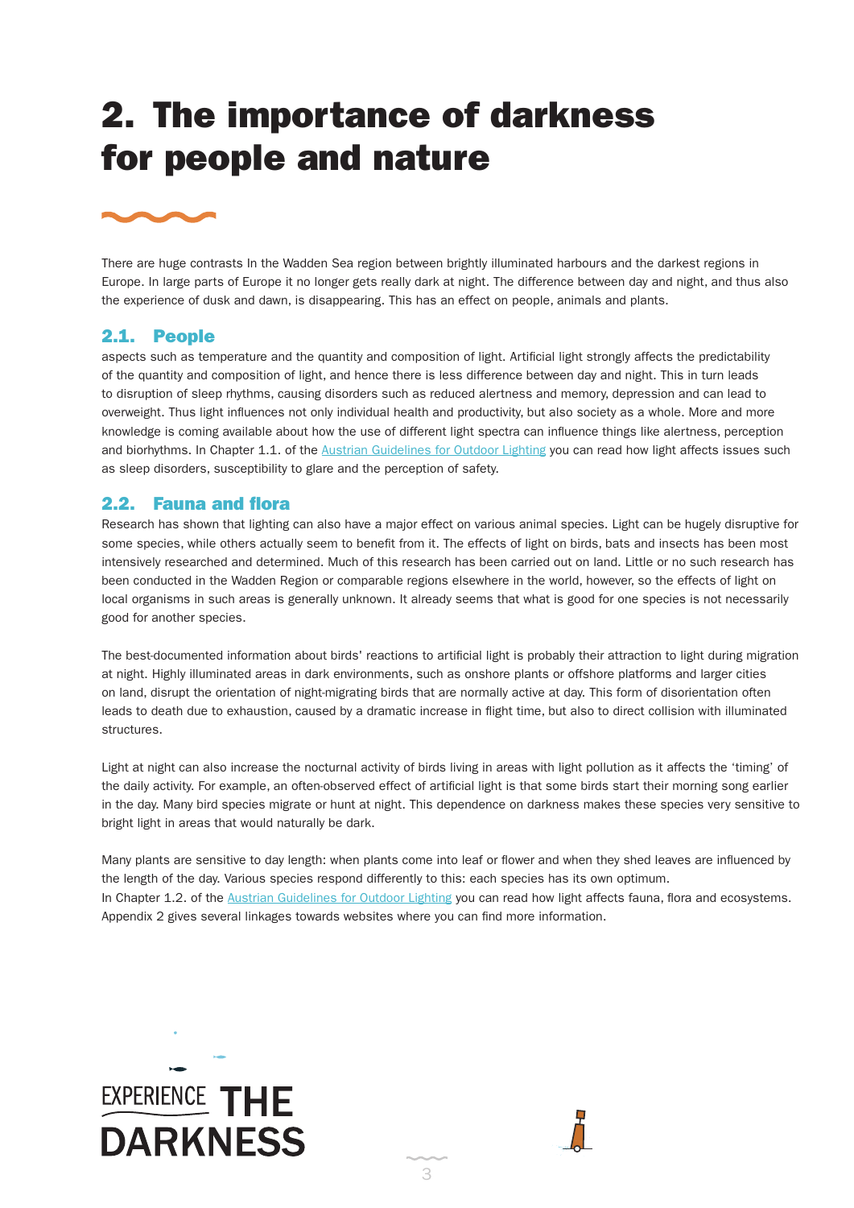# 2. The importance of darkness for people and nature

There are huge contrasts In the Wadden Sea region between brightly illuminated harbours and the darkest regions in Europe. In large parts of Europe it no longer gets really dark at night. The difference between day and night, and thus also the experience of dusk and dawn, is disappearing. This has an effect on people, animals and plants.

## 2.1. People

aspects such as temperature and the quantity and composition of light. Artificial light strongly affects the predictability of the quantity and composition of light, and hence there is less difference between day and night. This in turn leads to disruption of sleep rhythms, causing disorders such as reduced alertness and memory, depression and can lead to overweight. Thus light influences not only individual health and productivity, but also society as a whole. More and more knowledge is coming available about how the use of different light spectra can influence things like alertness, perception and biorhythms. In Chapter 1.1. of the Austrian Guidelines for Outdoor Lighting you can read how light affects issues such as sleep disorders, susceptibility to glare and the perception of safety.

## 2.2. Fauna and flora

Research has shown that lighting can also have a major effect on various animal species. Light can be hugely disruptive for some species, while others actually seem to benefit from it. The effects of light on birds, bats and insects has been most intensively researched and determined. Much of this research has been carried out on land. Little or no such research has been conducted in the Wadden Region or comparable regions elsewhere in the world, however, so the effects of light on local organisms in such areas is generally unknown. It already seems that what is good for one species is not necessarily good for another species.

The best-documented information about birds' reactions to artificial light is probably their attraction to light during migration at night. Highly illuminated areas in dark environments, such as onshore plants or offshore platforms and larger cities on land, disrupt the orientation of night-migrating birds that are normally active at day. This form of disorientation often leads to death due to exhaustion, caused by a dramatic increase in flight time, but also to direct collision with illuminated structures.

Light at night can also increase the nocturnal activity of birds living in areas with light pollution as it affects the 'timing' of the daily activity. For example, an often-observed effect of artificial light is that some birds start their morning song earlier in the day. Many bird species migrate or hunt at night. This dependence on darkness makes these species very sensitive to bright light in areas that would naturally be dark.

Many plants are sensitive to day length: when plants come into leaf or flower and when they shed leaves are influenced by the length of the day. Various species respond differently to this: each species has its own optimum.
In Chapter 1.2. of the Austrian Guidelines for Outdoor Lighting you can read how light affects fauna, flora and ecosystems. Appendix 2 gives several linkages towards websites where you can find more information.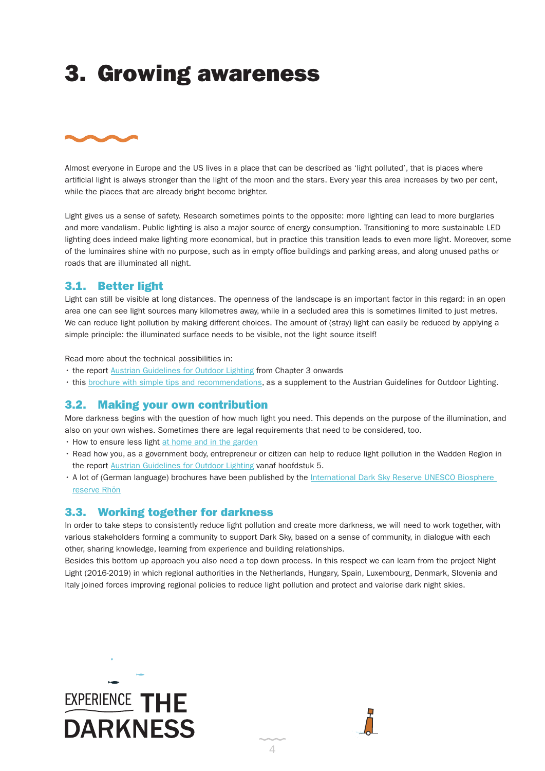# 3. Growing awareness

Almost everyone in Europe and the US lives in a place that can be described as 'light polluted', that is places where artificial light is always stronger than the light of the moon and the stars. Every year this area increases by two per cent, while the places that are already bright become brighter.

Light gives us a sense of safety. Research sometimes points to the opposite: more lighting can lead to more burglaries and more vandalism. Public lighting is also a major source of energy consumption. Transitioning to more sustainable LED lighting does indeed make lighting more economical, but in practice this transition leads to even more light. Moreover, some of the luminaires shine with no purpose, such as in empty office buildings and parking areas, and along unused paths or roads that are illuminated all night.

## 3.1. Better light

Light can still be visible at long distances. The openness of the landscape is an important factor in this regard: in an open area one can see light sources many kilometres away, while in a secluded area this is sometimes limited to just metres. We can reduce light pollution by making different choices. The amount of (stray) light can easily be reduced by applying a simple principle: the illuminated surface needs to be visible, not the light source itself!

Read more about the technical possibilities in:

- the report Austrian Guidelines for Outdoor Lighting from Chapter 3 onwards
- this brochure with simple tips and recommendations, as a supplement to the Austrian Guidelines for Outdoor Lighting.

## 3.2. Making your own contribution

More darkness begins with the question of how much light you need. This depends on the purpose of the illumination, and also on your own wishes. Sometimes there are legal requirements that need to be considered, too.

- How to ensure less light at home and in the garden
- Read how you, as a government body, entrepreneur or citizen can help to reduce light pollution in the Wadden Region in the report Austrian Guidelines for Outdoor Lighting vanaf hoofdstuk 5.
- A lot of (German language) brochures have been published by the International Dark Sky Reserve UNESCO Biosphere reserve Rhön

## 3.3. Working together for darkness

In order to take steps to consistently reduce light pollution and create more darkness, we will need to work together, with various stakeholders forming a community to support Dark Sky, based on a sense of community, in dialogue with each other, sharing knowledge, learning from experience and building relationships.
Besides this bottom up approach you also need a top down process. In this respect we can learn from the project Night Light (2016-2019) in which regional authorities in the Netherlands, Hungary, Spain, Luxembourg, Denmark, Slovenia and Italy joined forces improving regional policies to reduce light pollution and protect and valorise dark night skies.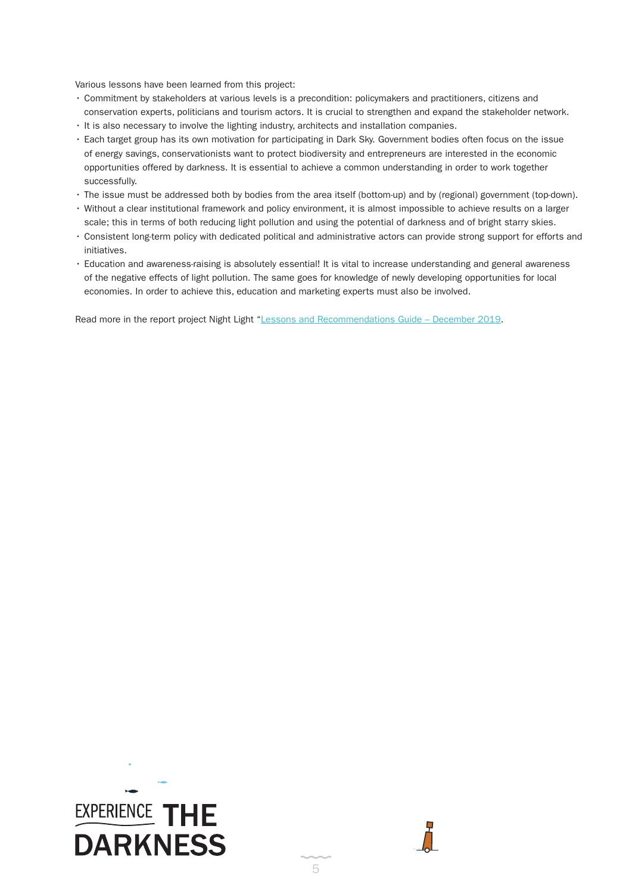Various lessons have been learned from this project:

- Commitment by stakeholders at various levels is a precondition: policymakers and practitioners, citizens and conservation experts, politicians and tourism actors. It is crucial to strengthen and expand the stakeholder network.
- It is also necessary to involve the lighting industry, architects and installation companies.
- Each target group has its own motivation for participating in Dark Sky. Government bodies often focus on the issue of energy savings, conservationists want to protect biodiversity and entrepreneurs are interested in the economic opportunities offered by darkness. It is essential to achieve a common understanding in order to work together successfully.
- The issue must be addressed both by bodies from the area itself (bottom-up) and by (regional) government (top-down).
- Without a clear institutional framework and policy environment, it is almost impossible to achieve results on a larger scale; this in terms of both reducing light pollution and using the potential of darkness and of bright starry skies.
- Consistent long-term policy with dedicated political and administrative actors can provide strong support for efforts and initiatives.
- Education and awareness-raising is absolutely essential! It is vital to increase understanding and general awareness of the negative effects of light pollution. The same goes for knowledge of newly developing opportunities for local economies. In order to achieve this, education and marketing experts must also be involved.

Read more in the report project Night Light "Lessons and Recommendations Guide – December 2019.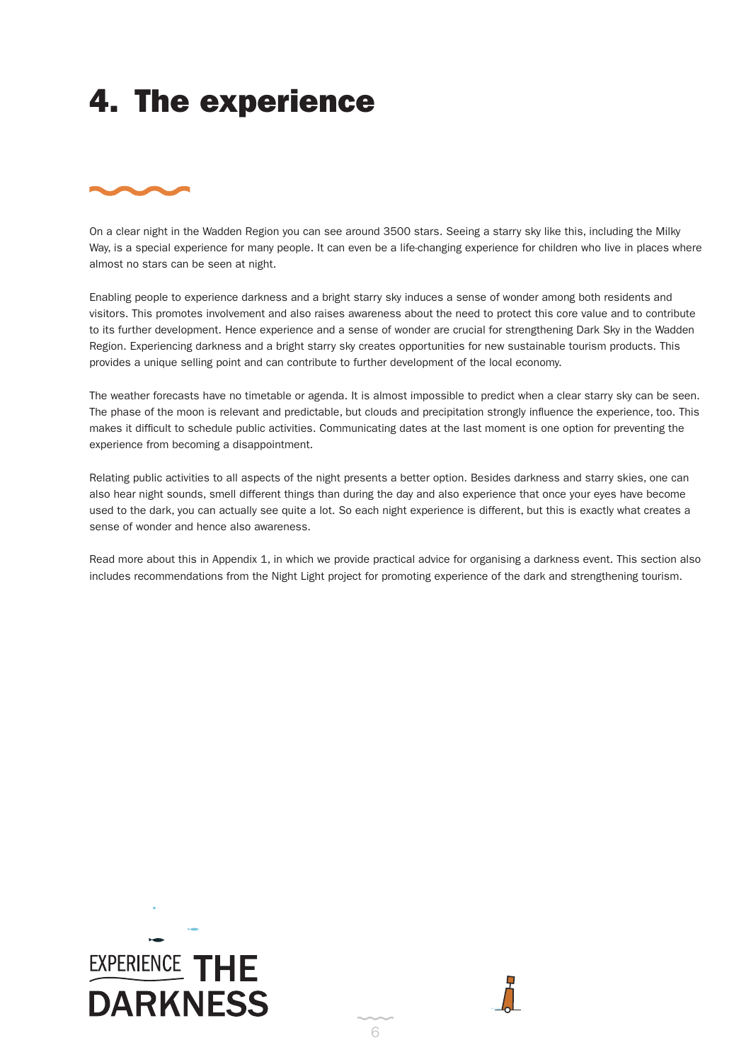# 4. The experience

On a clear night in the Wadden Region you can see around 3500 stars. Seeing a starry sky like this, including the Milky Way, is a special experience for many people. It can even be a life-changing experience for children who live in places where almost no stars can be seen at night.

Enabling people to experience darkness and a bright starry sky induces a sense of wonder among both residents and visitors. This promotes involvement and also raises awareness about the need to protect this core value and to contribute to its further development. Hence experience and a sense of wonder are crucial for strengthening Dark Sky in the Wadden Region. Experiencing darkness and a bright starry sky creates opportunities for new sustainable tourism products. This provides a unique selling point and can contribute to further development of the local economy.

The weather forecasts have no timetable or agenda. It is almost impossible to predict when a clear starry sky can be seen. The phase of the moon is relevant and predictable, but clouds and precipitation strongly influence the experience, too. This makes it difficult to schedule public activities. Communicating dates at the last moment is one option for preventing the experience from becoming a disappointment.

Relating public activities to all aspects of the night presents a better option. Besides darkness and starry skies, one can also hear night sounds, smell different things than during the day and also experience that once your eyes have become used to the dark, you can actually see quite a lot. So each night experience is different, but this is exactly what creates a sense of wonder and hence also awareness.

Read more about this in Appendix 1, in which we provide practical advice for organising a darkness event. This section also includes recommendations from the Night Light project for promoting experience of the dark and strengthening tourism.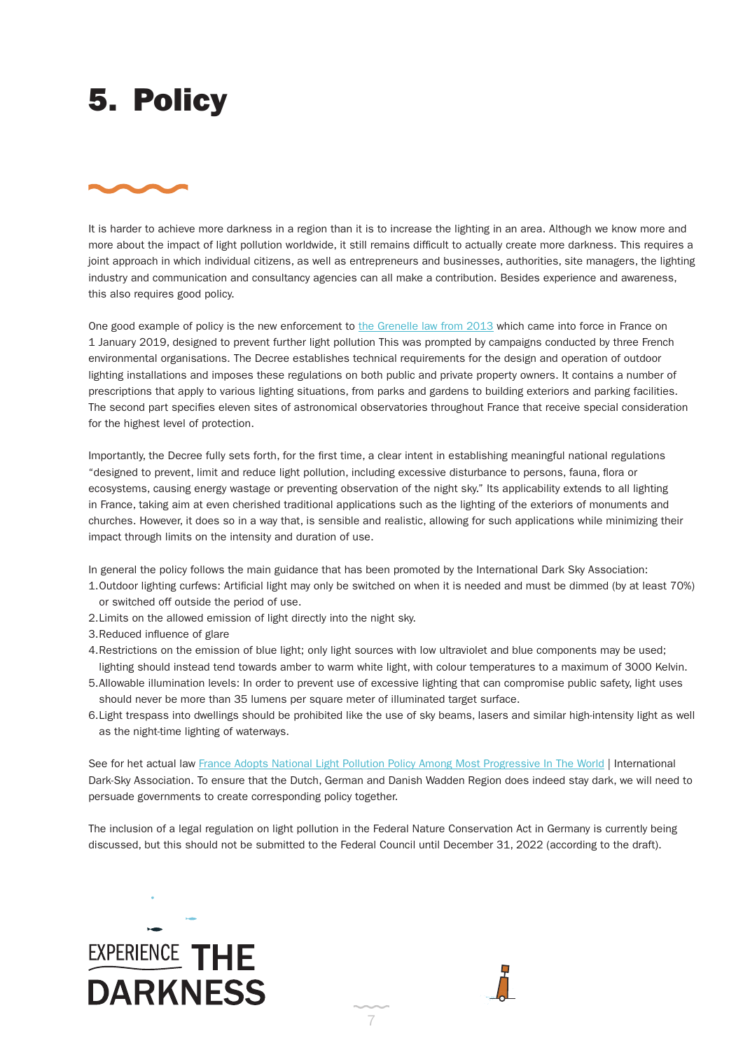# 5. Policy

It is harder to achieve more darkness in a region than it is to increase the lighting in an area. Although we know more and more about the impact of light pollution worldwide, it still remains difficult to actually create more darkness. This requires a joint approach in which individual citizens, as well as entrepreneurs and businesses, authorities, site managers, the lighting industry and communication and consultancy agencies can all make a contribution. Besides experience and awareness, this also requires good policy.

One good example of policy is the new enforcement to the Grenelle law from 2013 which came into force in France on 1 January 2019, designed to prevent further light pollution This was prompted by campaigns conducted by three French environmental organisations. The Decree establishes technical requirements for the design and operation of outdoor lighting installations and imposes these regulations on both public and private property owners. It contains a number of prescriptions that apply to various lighting situations, from parks and gardens to building exteriors and parking facilities. The second part specifies eleven sites of astronomical observatories throughout France that receive special consideration for the highest level of protection.

Importantly, the Decree fully sets forth, for the first time, a clear intent in establishing meaningful national regulations "designed to prevent, limit and reduce light pollution, including excessive disturbance to persons, fauna, flora or ecosystems, causing energy wastage or preventing observation of the night sky." Its applicability extends to all lighting in France, taking aim at even cherished traditional applications such as the lighting of the exteriors of monuments and churches. However, it does so in a way that, is sensible and realistic, allowing for such applications while minimizing their impact through limits on the intensity and duration of use.

In general the policy follows the main guidance that has been promoted by the International Dark Sky Association:

1. Outdoor lighting curfews: Artificial light may only be switched on when it is needed and must be dimmed (by at least 70%) or switched off outside the period of use.
2. Limits on the allowed emission of light directly into the night sky.
3. Reduced influence of glare
4. Restrictions on the emission of blue light; only light sources with low ultraviolet and blue components may be used; lighting should instead tend towards amber to warm white light, with colour temperatures to a maximum of 3000 Kelvin.
5. Allowable illumination levels: In order to prevent use of excessive lighting that can compromise public safety, light uses should never be more than 35 lumens per square meter of illuminated target surface.
6. Light trespass into dwellings should be prohibited like the use of sky beams, lasers and similar high-intensity light as well as the night-time lighting of waterways.

See for het actual law France Adopts National Light Pollution Policy Among Most Progressive In The World | International Dark-Sky Association. To ensure that the Dutch, German and Danish Wadden Region does indeed stay dark, we will need to persuade governments to create corresponding policy together.

The inclusion of a legal regulation on light pollution in the Federal Nature Conservation Act in Germany is currently being discussed, but this should not be submitted to the Federal Council until December 31, 2022 (according to the draft).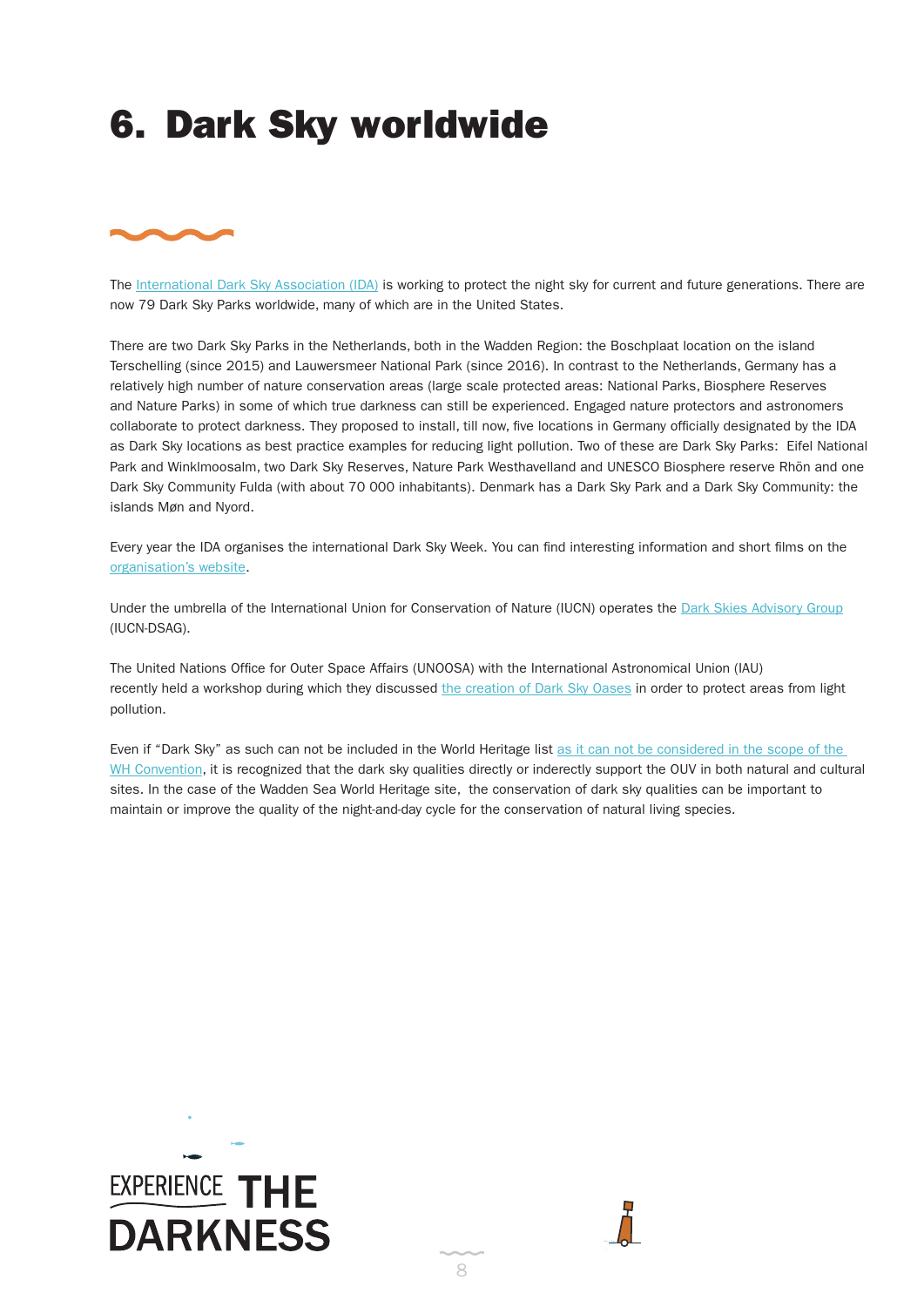# 6. Dark Sky worldwide

The International Dark Sky Association (IDA) is working to protect the night sky for current and future generations. There are now 79 Dark Sky Parks worldwide, many of which are in the United States.

There are two Dark Sky Parks in the Netherlands, both in the Wadden Region: the Boschplaat location on the island Terschelling (since 2015) and Lauwersmeer National Park (since 2016). In contrast to the Netherlands, Germany has a relatively high number of nature conservation areas (large scale protected areas: National Parks, Biosphere Reserves and Nature Parks) in some of which true darkness can still be experienced. Engaged nature protectors and astronomers collaborate to protect darkness. They proposed to install, till now, five locations in Germany officially designated by the IDA as Dark Sky locations as best practice examples for reducing light pollution. Two of these are Dark Sky Parks: Eifel National Park and Winklmoosalm, two Dark Sky Reserves, Nature Park Westhavelland and UNESCO Biosphere reserve Rhön and one Dark Sky Community Fulda (with about 70 000 inhabitants). Denmark has a Dark Sky Park and a Dark Sky Community: the islands Møn and Nyord.

Every year the IDA organises the international Dark Sky Week. You can find interesting information and short films on the organisation's website.

Under the umbrella of the International Union for Conservation of Nature (IUCN) operates the Dark Skies Advisory Group (IUCN-DSAG).

The United Nations Office for Outer Space Affairs (UNOOSA) with the International Astronomical Union (IAU) recently held a workshop during which they discussed the creation of Dark Sky Oases in order to protect areas from light pollution.

Even if "Dark Sky" as such can not be included in the World Heritage list as it can not be considered in the scope of the WH Convention, it is recognized that the dark sky qualities directly or inderectly support the OUV in both natural and cultural sites. In the case of the Wadden Sea World Heritage site, the conservation of dark sky qualities can be important to maintain or improve the quality of the night-and-day cycle for the conservation of natural living species.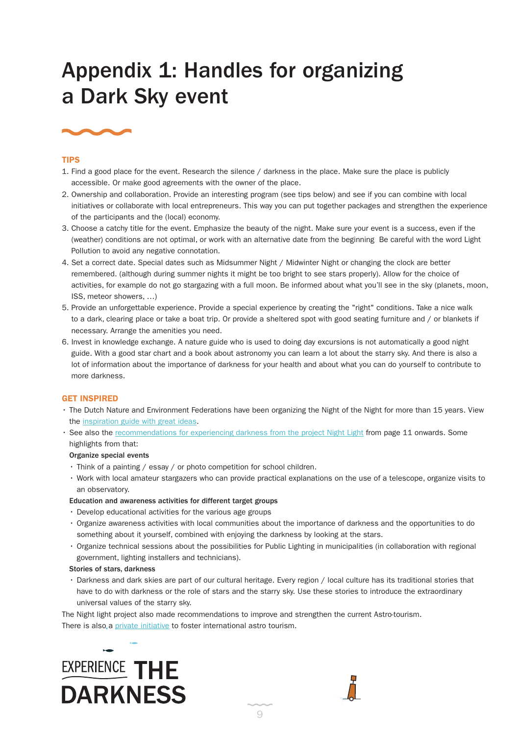# Appendix 1: Handles for organizing a Dark Sky event

## TIPS

1. Find a good place for the event. Research the silence / darkness in the place. Make sure the place is publicly accessible. Or make good agreements with the owner of the place.
2. Ownership and collaboration. Provide an interesting program (see tips below) and see if you can combine with local initiatives or collaborate with local entrepreneurs. This way you can put together packages and strengthen the experience of the participants and the (local) economy.
3. Choose a catchy title for the event. Emphasize the beauty of the night. Make sure your event is a success, even if the (weather) conditions are not optimal, or work with an alternative date from the beginning Be careful with the word Light Pollution to avoid any negative connotation.
4. Set a correct date. Special dates such as Midsummer Night / Midwinter Night or changing the clock are better remembered. (although during summer nights it might be too bright to see stars properly). Allow for the choice of activities, for example do not go stargazing with a full moon. Be informed about what you'll see in the sky (planets, moon, ISS, meteor showers, …)
5. Provide an unforgettable experience. Provide a special experience by creating the "right" conditions. Take a nice walk to a dark, clearing place or take a boat trip. Or provide a sheltered spot with good seating furniture and / or blankets if necessary. Arrange the amenities you need.
6. Invest in knowledge exchange. A nature guide who is used to doing day excursions is not automatically a good night guide. With a good star chart and a book about astronomy you can learn a lot about the starry sky. And there is also a lot of information about the importance of darkness for your health and about what you can do yourself to contribute to more darkness.

## GET INSPIRED

- The Dutch Nature and Environment Federations have been organizing the Night of the Night for more than 15 years. View the inspiration guide with great ideas.
- See also the recommendations for experiencing darkness from the project Night Light from page 11 onwards. Some highlights from that:

  **Organize special events**
  - Think of a painting / essay / or photo competition for school children.
  - Work with local amateur stargazers who can provide practical explanations on the use of a telescope, organize visits to an observatory.

  **Education and awareness activities for different target groups**
  - Develop educational activities for the various age groups
  - Organize awareness activities with local communities about the importance of darkness and the opportunities to do something about it yourself, combined with enjoying the darkness by looking at the stars.
  - Organize technical sessions about the possibilities for Public Lighting in municipalities (in collaboration with regional government, lighting installers and technicians).

  **Stories of stars, darkness**
  - Darkness and dark skies are part of our cultural heritage. Every region / local culture has its traditional stories that have to do with darkness or the role of stars and the starry sky. Use these stories to introduce the extraordinary universal values of the starry sky.

The Night light project also made recommendations to improve and strengthen the current Astro-tourism.
There is also a private initiative to foster international astro tourism.

EXPERIENCE THE DARKNESS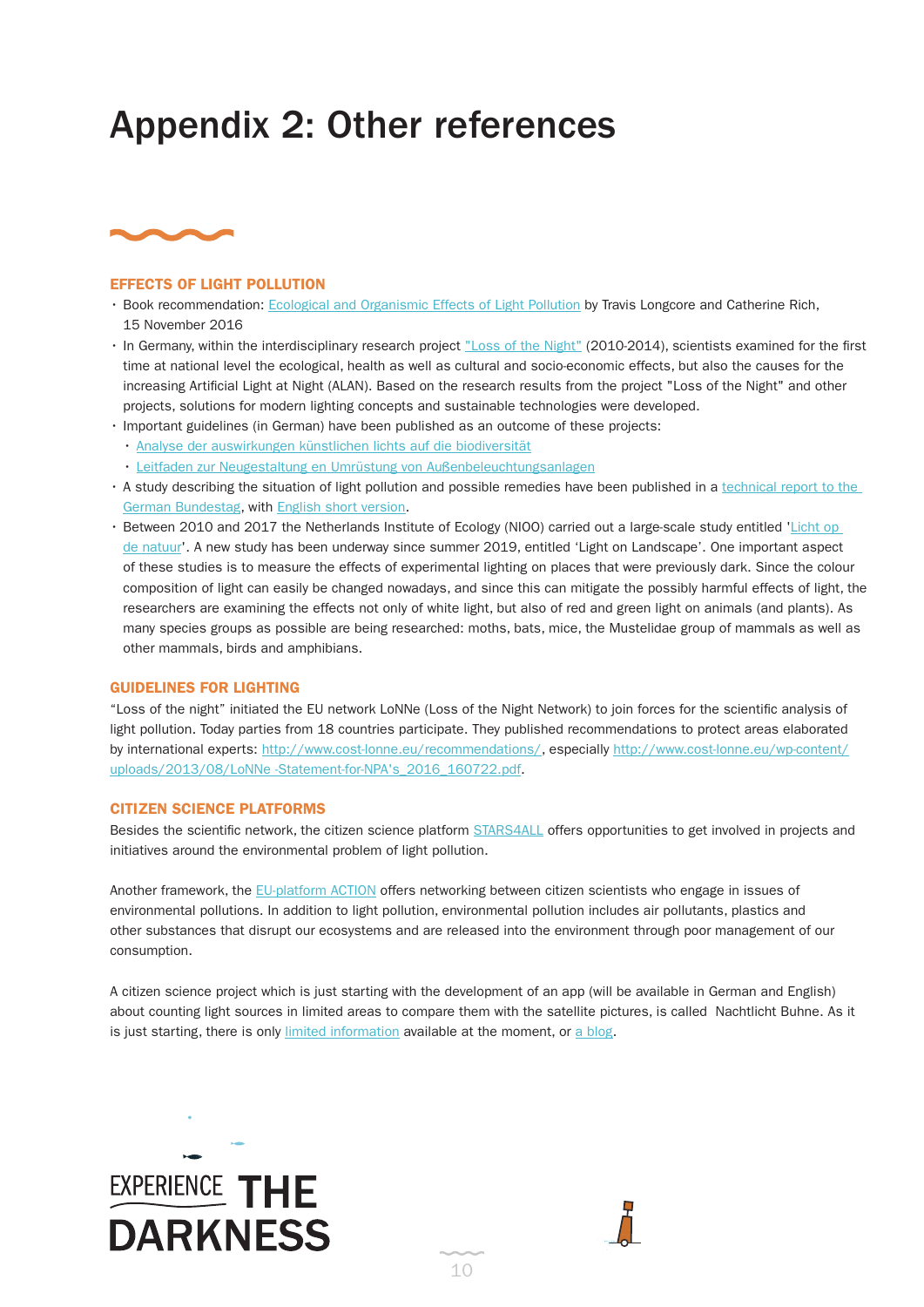# Appendix 2: Other references

### EFFECTS OF LIGHT POLLUTION

- Book recommendation: Ecological and Organismic Effects of Light Pollution by Travis Longcore and Catherine Rich, 15 November 2016
- In Germany, within the interdisciplinary research project "Loss of the Night" (2010-2014), scientists examined for the first time at national level the ecological, health as well as cultural and socio-economic effects, but also the causes for the increasing Artificial Light at Night (ALAN). Based on the research results from the project "Loss of the Night" and other projects, solutions for modern lighting concepts and sustainable technologies were developed.
- Important guidelines (in German) have been published as an outcome of these projects:
  - Analyse der auswirkungen künstlichen lichts auf die biodiversität
  - Leitfaden zur Neugestaltung en Umrüstung von Außenbeleuchtungsanlagen
- A study describing the situation of light pollution and possible remedies have been published in a technical report to the German Bundestag, with English short version.
- Between 2010 and 2017 the Netherlands Institute of Ecology (NIOO) carried out a large-scale study entitled 'Licht op de natuur'. A new study has been underway since summer 2019, entitled 'Light on Landscape'. One important aspect of these studies is to measure the effects of experimental lighting on places that were previously dark. Since the colour composition of light can easily be changed nowadays, and since this can mitigate the possibly harmful effects of light, the researchers are examining the effects not only of white light, but also of red and green light on animals (and plants). As many species groups as possible are being researched: moths, bats, mice, the Mustelidae group of mammals as well as other mammals, birds and amphibians.

### GUIDELINES FOR LIGHTING

"Loss of the night" initiated the EU network LoNNe (Loss of the Night Network) to join forces for the scientific analysis of light pollution. Today parties from 18 countries participate. They published recommendations to protect areas elaborated by international experts: http://www.cost-lonne.eu/recommendations/, especially http://www.cost-lonne.eu/wp-content/uploads/2013/08/LoNNe-Statement-for-NPA's_2016_160722.pdf.

### CITIZEN SCIENCE PLATFORMS

Besides the scientific network, the citizen science platform STARS4ALL offers opportunities to get involved in projects and initiatives around the environmental problem of light pollution.

Another framework, the EU-platform ACTION offers networking between citizen scientists who engage in issues of environmental pollutions. In addition to light pollution, environmental pollution includes air pollutants, plastics and other substances that disrupt our ecosystems and are released into the environment through poor management of our consumption.

A citizen science project which is just starting with the development of an app (will be available in German and English) about counting light sources in limited areas to compare them with the satellite pictures, is called Nachtlicht Buhne. As it is just starting, there is only limited information available at the moment, or a blog.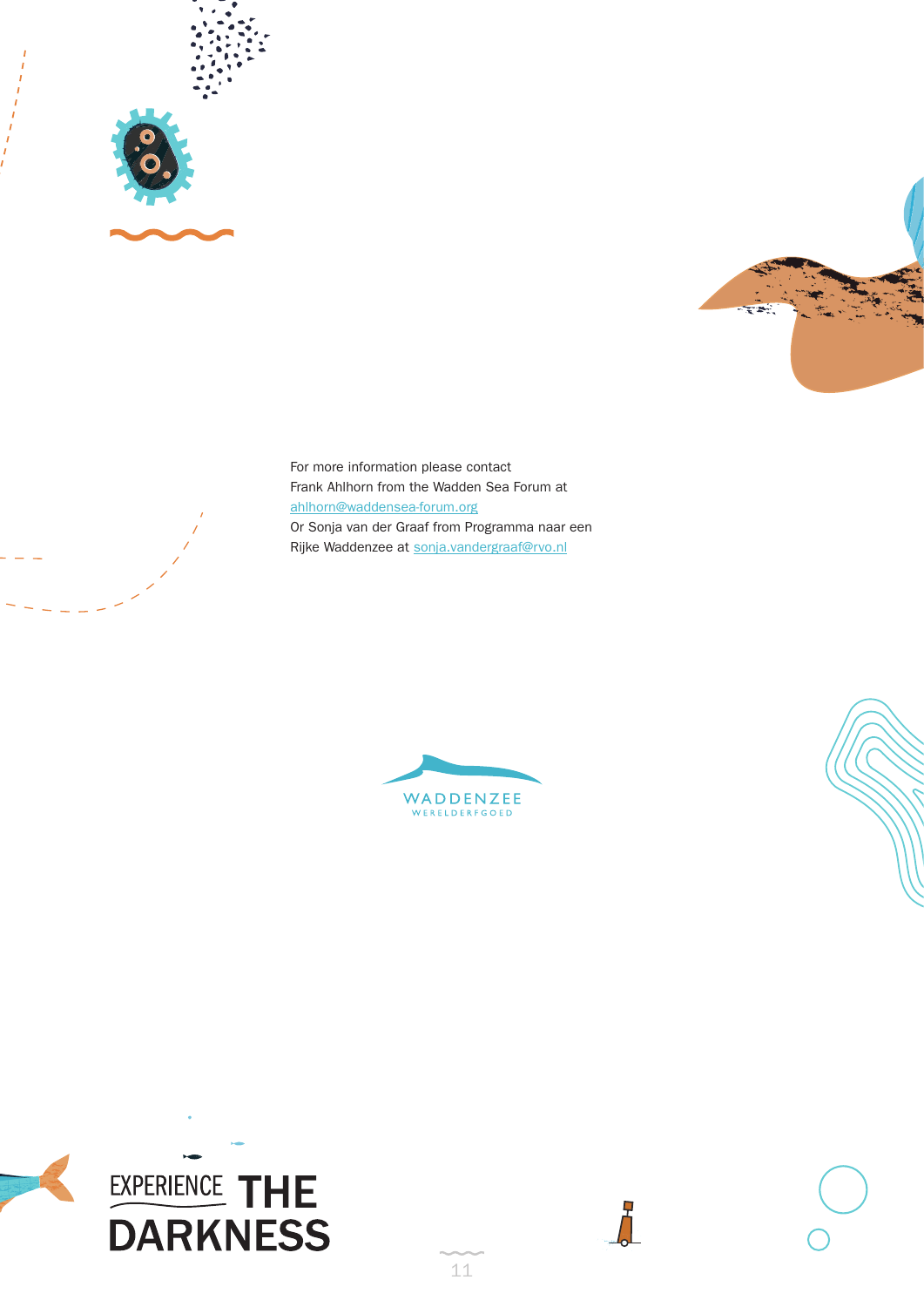For more information please contact
Frank Ahlhorn from the Wadden Sea Forum at
ahlhorn@waddensea-forum.org
Or Sonja van der Graaf from Programma naar een
Rijke Waddenzee at sonja.vandergraaf@rvo.nl

WADDENZEE
WERELDERFGOED

EXPERIENCE THE DARKNESS